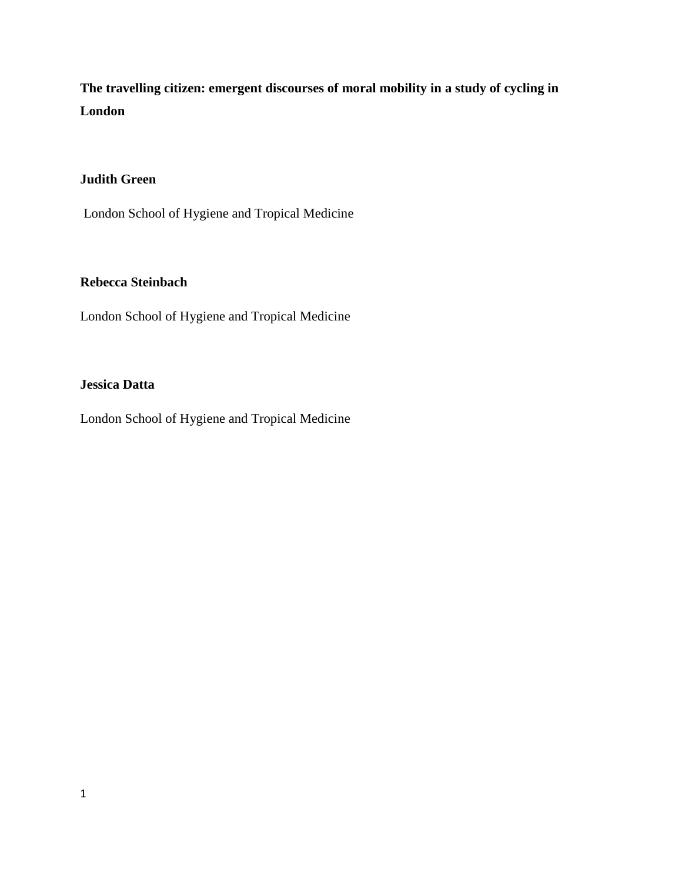# The travelling citizen: emergent discourses of moral mobility in a study of cycling in London

**Judith Green**

London School of Hygiene and Tropical Medicine

**Rebecca Steinbach**

London School of Hygiene and Tropical Medicine

**Jessica Datta**

London School of Hygiene and Tropical Medicine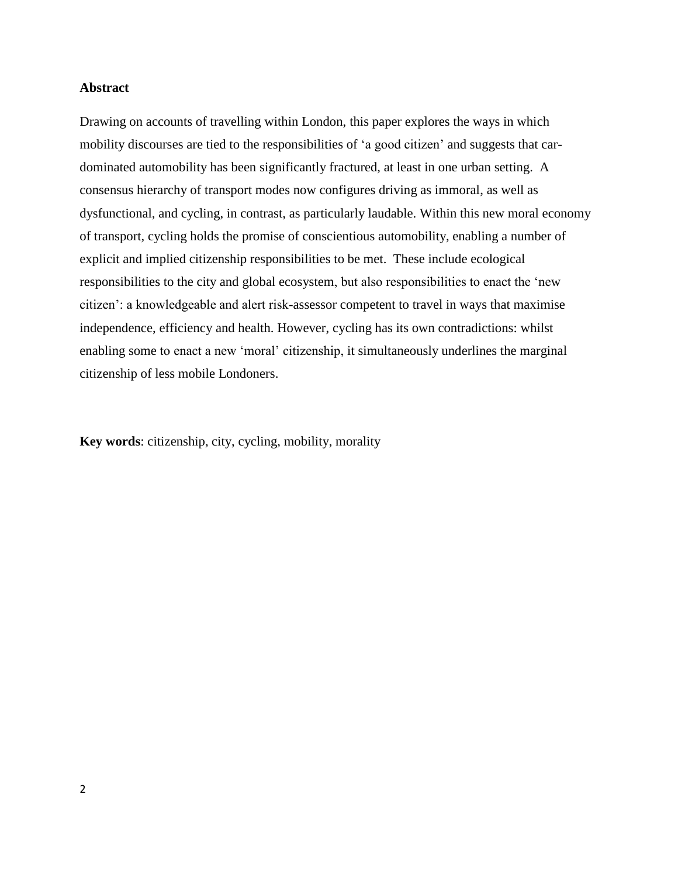## Abstract

Drawing on accounts of travelling within London, this paper explores the ways in which mobility discourses are tied to the responsibilities of 'a good citizen' and suggests that car-dominated automobility has been significantly fractured, at least in one urban setting. A consensus hierarchy of transport modes now configures driving as immoral, as well as dysfunctional, and cycling, in contrast, as particularly laudable. Within this new moral economy of transport, cycling holds the promise of conscientious automobility, enabling a number of explicit and implied citizenship responsibilities to be met. These include ecological responsibilities to the city and global ecosystem, but also responsibilities to enact the 'new citizen': a knowledgeable and alert risk-assessor competent to travel in ways that maximise independence, efficiency and health. However, cycling has its own contradictions: whilst enabling some to enact a new 'moral' citizenship, it simultaneously underlines the marginal citizenship of less mobile Londoners.

**Key words**: citizenship, city, cycling, mobility, morality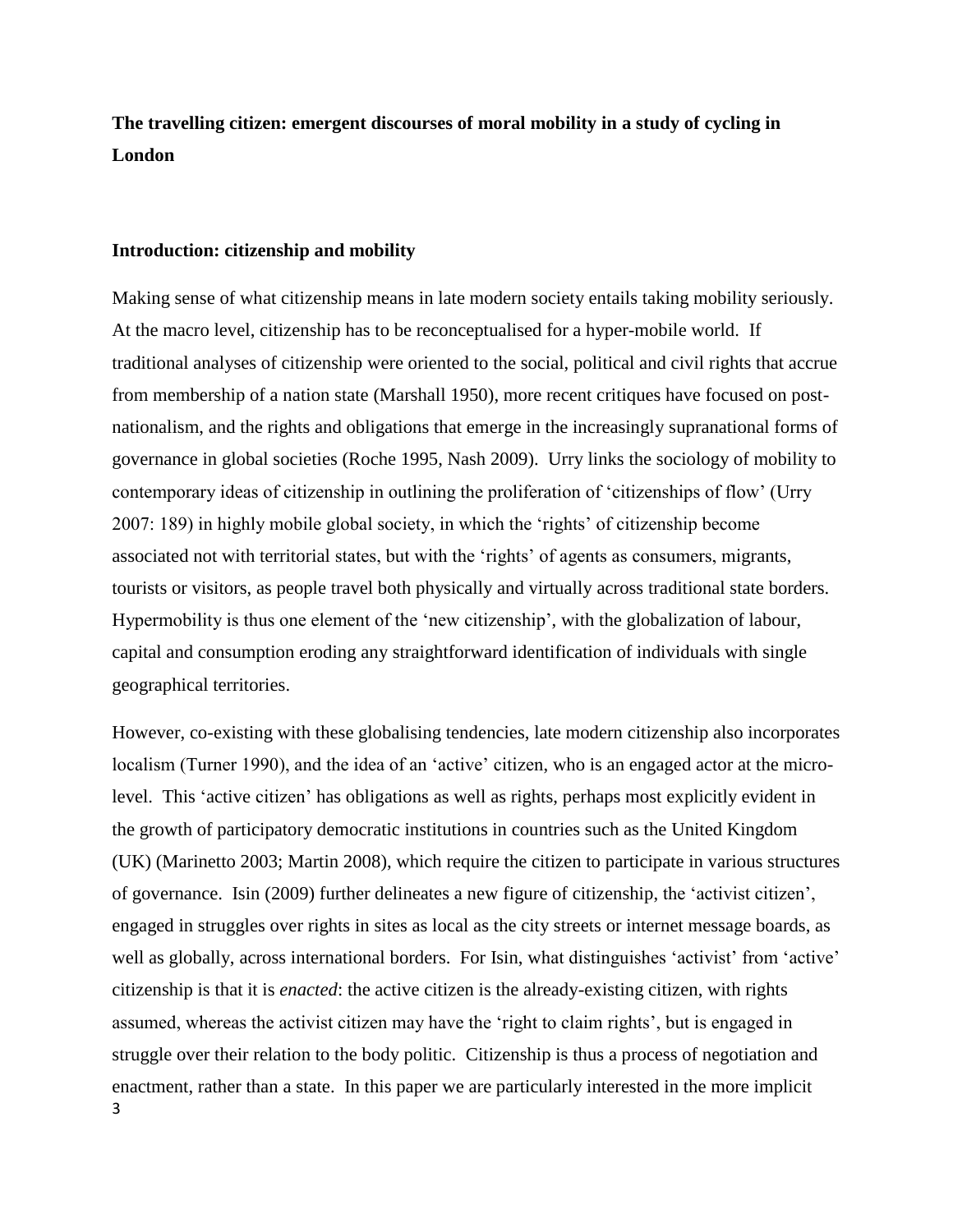**The travelling citizen: emergent discourses of moral mobility in a study of cycling in London**

## Introduction: citizenship and mobility

Making sense of what citizenship means in late modern society entails taking mobility seriously. At the macro level, citizenship has to be reconceptualised for a hyper-mobile world. If traditional analyses of citizenship were oriented to the social, political and civil rights that accrue from membership of a nation state (Marshall 1950), more recent critiques have focused on post-nationalism, and the rights and obligations that emerge in the increasingly supranational forms of governance in global societies (Roche 1995, Nash 2009). Urry links the sociology of mobility to contemporary ideas of citizenship in outlining the proliferation of 'citizenships of flow' (Urry 2007: 189) in highly mobile global society, in which the 'rights' of citizenship become associated not with territorial states, but with the 'rights' of agents as consumers, migrants, tourists or visitors, as people travel both physically and virtually across traditional state borders. Hypermobility is thus one element of the 'new citizenship', with the globalization of labour, capital and consumption eroding any straightforward identification of individuals with single geographical territories.

However, co-existing with these globalising tendencies, late modern citizenship also incorporates localism (Turner 1990), and the idea of an 'active' citizen, who is an engaged actor at the micro-level. This 'active citizen' has obligations as well as rights, perhaps most explicitly evident in the growth of participatory democratic institutions in countries such as the United Kingdom (UK) (Marinetto 2003; Martin 2008), which require the citizen to participate in various structures of governance. Isin (2009) further delineates a new figure of citizenship, the 'activist citizen', engaged in struggles over rights in sites as local as the city streets or internet message boards, as well as globally, across international borders. For Isin, what distinguishes 'activist' from 'active' citizenship is that it is *enacted*: the active citizen is the already-existing citizen, with rights assumed, whereas the activist citizen may have the 'right to claim rights', but is engaged in struggle over their relation to the body politic. Citizenship is thus a process of negotiation and enactment, rather than a state. In this paper we are particularly interested in the more implicit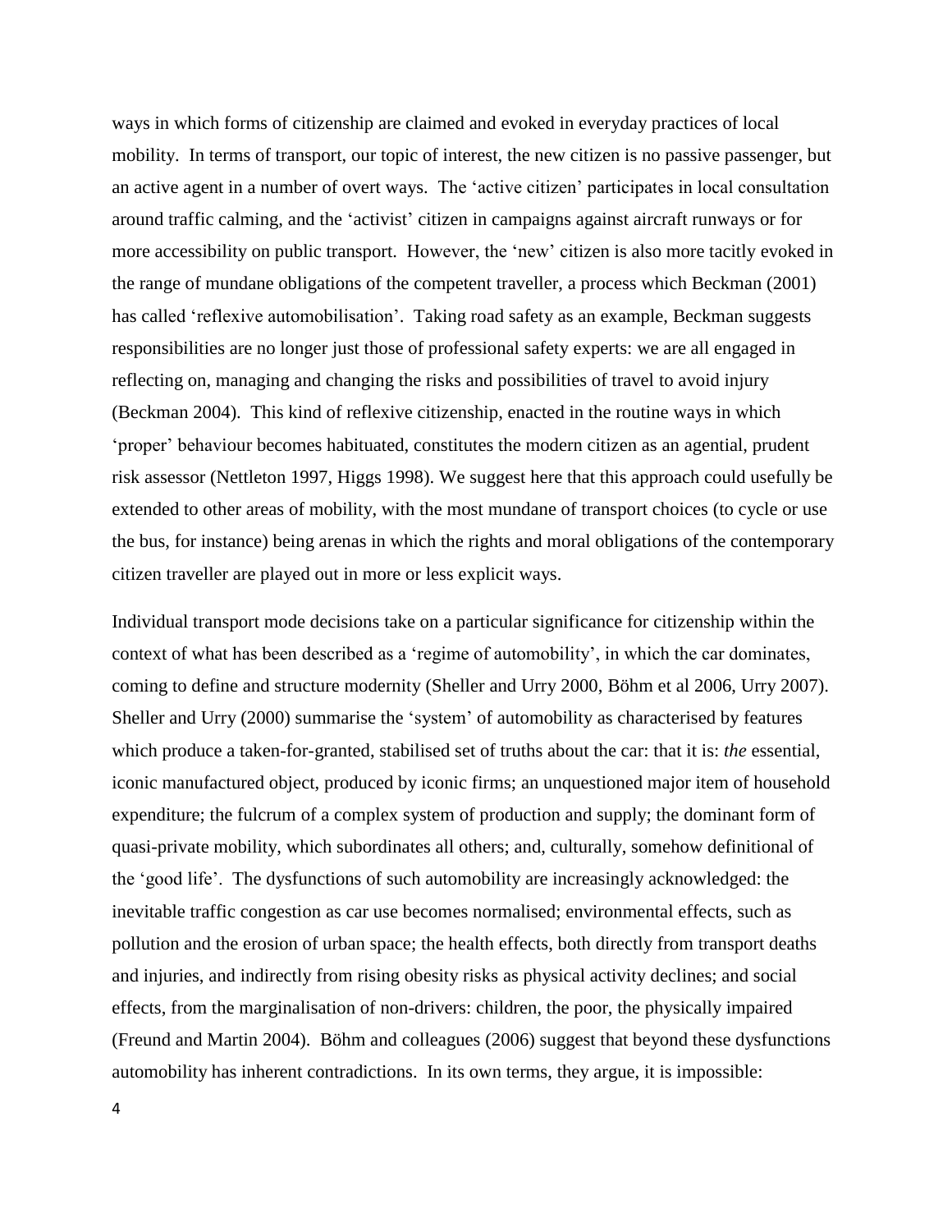ways in which forms of citizenship are claimed and evoked in everyday practices of local mobility. In terms of transport, our topic of interest, the new citizen is no passive passenger, but an active agent in a number of overt ways. The 'active citizen' participates in local consultation around traffic calming, and the 'activist' citizen in campaigns against aircraft runways or for more accessibility on public transport. However, the 'new' citizen is also more tacitly evoked in the range of mundane obligations of the competent traveller, a process which Beckman (2001) has called 'reflexive automobilisation'. Taking road safety as an example, Beckman suggests responsibilities are no longer just those of professional safety experts: we are all engaged in reflecting on, managing and changing the risks and possibilities of travel to avoid injury (Beckman 2004). This kind of reflexive citizenship, enacted in the routine ways in which 'proper' behaviour becomes habituated, constitutes the modern citizen as an agential, prudent risk assessor (Nettleton 1997, Higgs 1998). We suggest here that this approach could usefully be extended to other areas of mobility, with the most mundane of transport choices (to cycle or use the bus, for instance) being arenas in which the rights and moral obligations of the contemporary citizen traveller are played out in more or less explicit ways.

Individual transport mode decisions take on a particular significance for citizenship within the context of what has been described as a 'regime of automobility', in which the car dominates, coming to define and structure modernity (Sheller and Urry 2000, Böhm et al 2006, Urry 2007). Sheller and Urry (2000) summarise the 'system' of automobility as characterised by features which produce a taken-for-granted, stabilised set of truths about the car: that it is: *the* essential, iconic manufactured object, produced by iconic firms; an unquestioned major item of household expenditure; the fulcrum of a complex system of production and supply; the dominant form of quasi-private mobility, which subordinates all others; and, culturally, somehow definitional of the 'good life'. The dysfunctions of such automobility are increasingly acknowledged: the inevitable traffic congestion as car use becomes normalised; environmental effects, such as pollution and the erosion of urban space; the health effects, both directly from transport deaths and injuries, and indirectly from rising obesity risks as physical activity declines; and social effects, from the marginalisation of non-drivers: children, the poor, the physically impaired (Freund and Martin 2004). Böhm and colleagues (2006) suggest that beyond these dysfunctions automobility has inherent contradictions. In its own terms, they argue, it is impossible: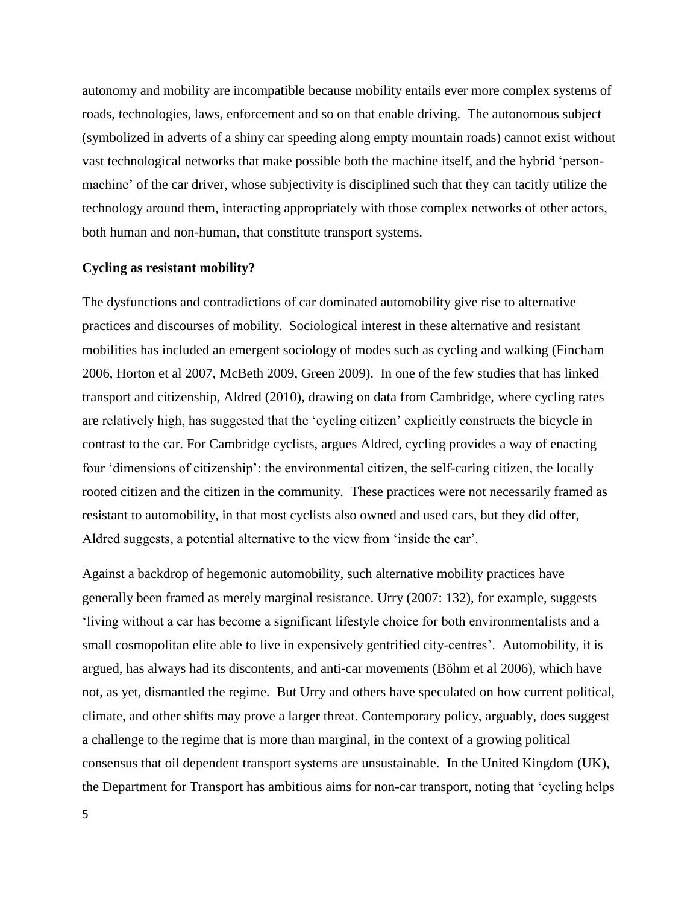autonomy and mobility are incompatible because mobility entails ever more complex systems of roads, technologies, laws, enforcement and so on that enable driving. The autonomous subject (symbolized in adverts of a shiny car speeding along empty mountain roads) cannot exist without vast technological networks that make possible both the machine itself, and the hybrid 'person-machine' of the car driver, whose subjectivity is disciplined such that they can tacitly utilize the technology around them, interacting appropriately with those complex networks of other actors, both human and non-human, that constitute transport systems.

**Cycling as resistant mobility?**

The dysfunctions and contradictions of car dominated automobility give rise to alternative practices and discourses of mobility. Sociological interest in these alternative and resistant mobilities has included an emergent sociology of modes such as cycling and walking (Fincham 2006, Horton et al 2007, McBeth 2009, Green 2009). In one of the few studies that has linked transport and citizenship, Aldred (2010), drawing on data from Cambridge, where cycling rates are relatively high, has suggested that the 'cycling citizen' explicitly constructs the bicycle in contrast to the car. For Cambridge cyclists, argues Aldred, cycling provides a way of enacting four 'dimensions of citizenship': the environmental citizen, the self-caring citizen, the locally rooted citizen and the citizen in the community. These practices were not necessarily framed as resistant to automobility, in that most cyclists also owned and used cars, but they did offer, Aldred suggests, a potential alternative to the view from 'inside the car'.

Against a backdrop of hegemonic automobility, such alternative mobility practices have generally been framed as merely marginal resistance. Urry (2007: 132), for example, suggests 'living without a car has become a significant lifestyle choice for both environmentalists and a small cosmopolitan elite able to live in expensively gentrified city-centres'. Automobility, it is argued, has always had its discontents, and anti-car movements (Böhm et al 2006), which have not, as yet, dismantled the regime. But Urry and others have speculated on how current political, climate, and other shifts may prove a larger threat. Contemporary policy, arguably, does suggest a challenge to the regime that is more than marginal, in the context of a growing political consensus that oil dependent transport systems are unsustainable. In the United Kingdom (UK), the Department for Transport has ambitious aims for non-car transport, noting that 'cycling helps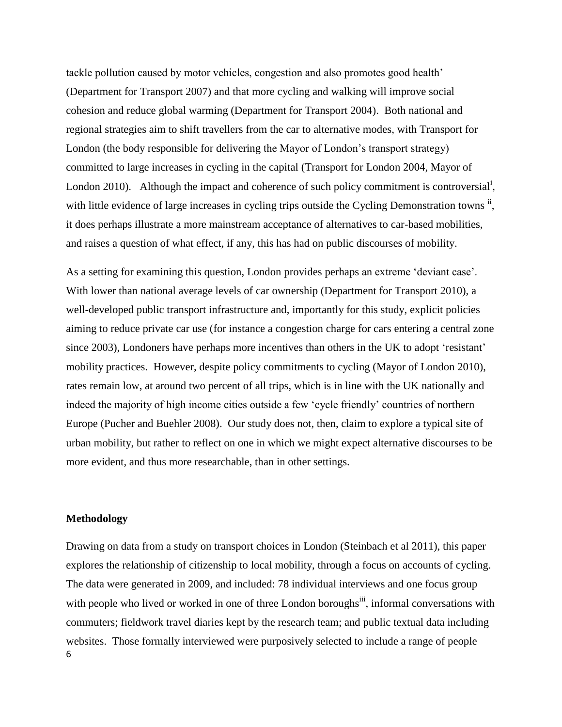tackle pollution caused by motor vehicles, congestion and also promotes good health' (Department for Transport 2007) and that more cycling and walking will improve social cohesion and reduce global warming (Department for Transport 2004). Both national and regional strategies aim to shift travellers from the car to alternative modes, with Transport for London (the body responsible for delivering the Mayor of London's transport strategy) committed to large increases in cycling in the capital (Transport for London 2004, Mayor of London 2010). Although the impact and coherence of such policy commitment is controversial[i], with little evidence of large increases in cycling trips outside the Cycling Demonstration towns [ii], it does perhaps illustrate a more mainstream acceptance of alternatives to car-based mobilities, and raises a question of what effect, if any, this has had on public discourses of mobility.

As a setting for examining this question, London provides perhaps an extreme 'deviant case'. With lower than national average levels of car ownership (Department for Transport 2010), a well-developed public transport infrastructure and, importantly for this study, explicit policies aiming to reduce private car use (for instance a congestion charge for cars entering a central zone since 2003), Londoners have perhaps more incentives than others in the UK to adopt 'resistant' mobility practices. However, despite policy commitments to cycling (Mayor of London 2010), rates remain low, at around two percent of all trips, which is in line with the UK nationally and indeed the majority of high income cities outside a few 'cycle friendly' countries of northern Europe (Pucher and Buehler 2008). Our study does not, then, claim to explore a typical site of urban mobility, but rather to reflect on one in which we might expect alternative discourses to be more evident, and thus more researchable, than in other settings.

## Methodology

Drawing on data from a study on transport choices in London (Steinbach et al 2011), this paper explores the relationship of citizenship to local mobility, through a focus on accounts of cycling. The data were generated in 2009, and included: 78 individual interviews and one focus group with people who lived or worked in one of three London boroughs[iii], informal conversations with commuters; fieldwork travel diaries kept by the research team; and public textual data including websites. Those formally interviewed were purposively selected to include a range of people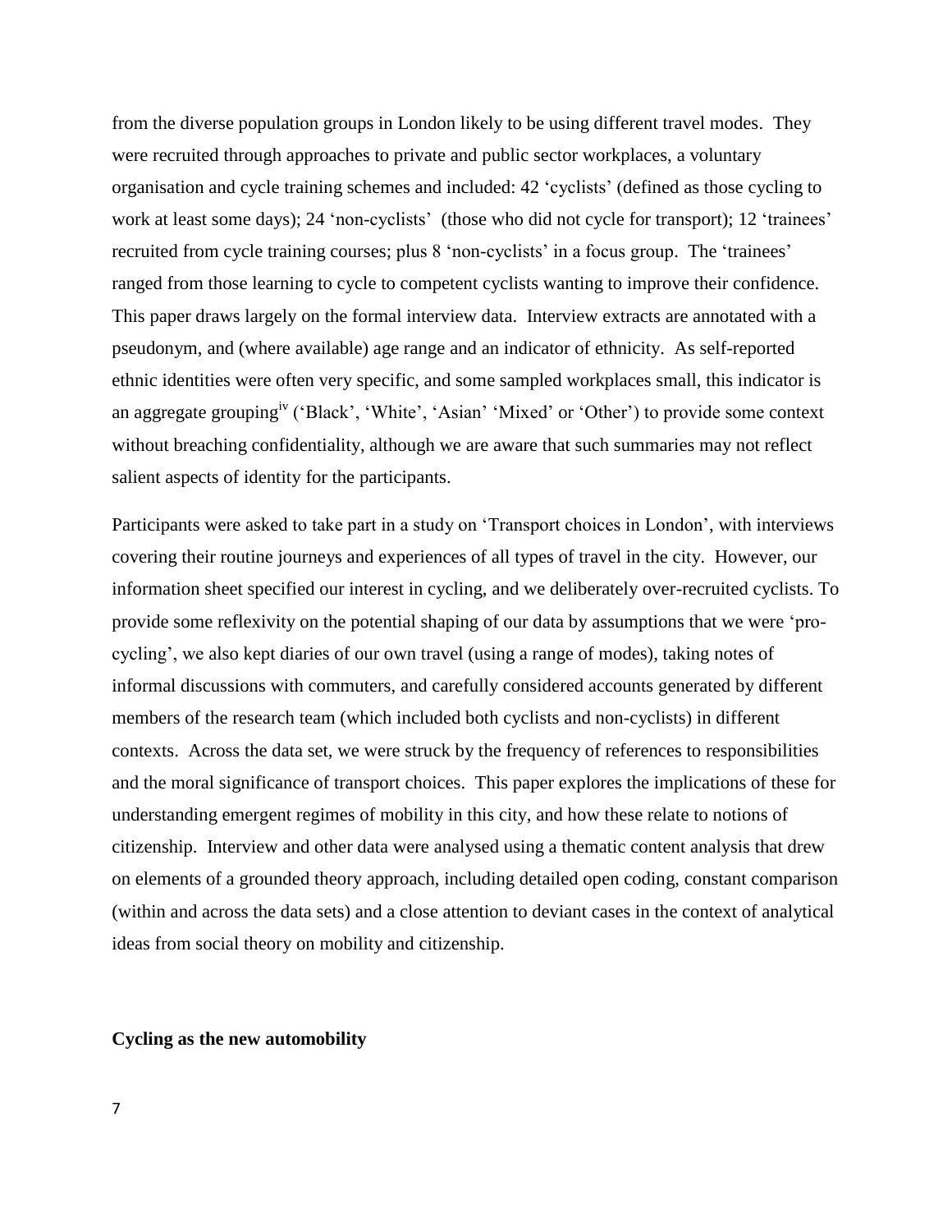from the diverse population groups in London likely to be using different travel modes. They were recruited through approaches to private and public sector workplaces, a voluntary organisation and cycle training schemes and included: 42 'cyclists' (defined as those cycling to work at least some days); 24 'non-cyclists' (those who did not cycle for transport); 12 'trainees' recruited from cycle training courses; plus 8 'non-cyclists' in a focus group. The 'trainees' ranged from those learning to cycle to competent cyclists wanting to improve their confidence. This paper draws largely on the formal interview data. Interview extracts are annotated with a pseudonym, and (where available) age range and an indicator of ethnicity. As self-reported ethnic identities were often very specific, and some sampled workplaces small, this indicator is an aggregate grouping[iv] ('Black', 'White', 'Asian' 'Mixed' or 'Other') to provide some context without breaching confidentiality, although we are aware that such summaries may not reflect salient aspects of identity for the participants.

Participants were asked to take part in a study on 'Transport choices in London', with interviews covering their routine journeys and experiences of all types of travel in the city. However, our information sheet specified our interest in cycling, and we deliberately over-recruited cyclists. To provide some reflexivity on the potential shaping of our data by assumptions that we were 'pro-cycling', we also kept diaries of our own travel (using a range of modes), taking notes of informal discussions with commuters, and carefully considered accounts generated by different members of the research team (which included both cyclists and non-cyclists) in different contexts. Across the data set, we were struck by the frequency of references to responsibilities and the moral significance of transport choices. This paper explores the implications of these for understanding emergent regimes of mobility in this city, and how these relate to notions of citizenship. Interview and other data were analysed using a thematic content analysis that drew on elements of a grounded theory approach, including detailed open coding, constant comparison (within and across the data sets) and a close attention to deviant cases in the context of analytical ideas from social theory on mobility and citizenship.

## Cycling as the new automobility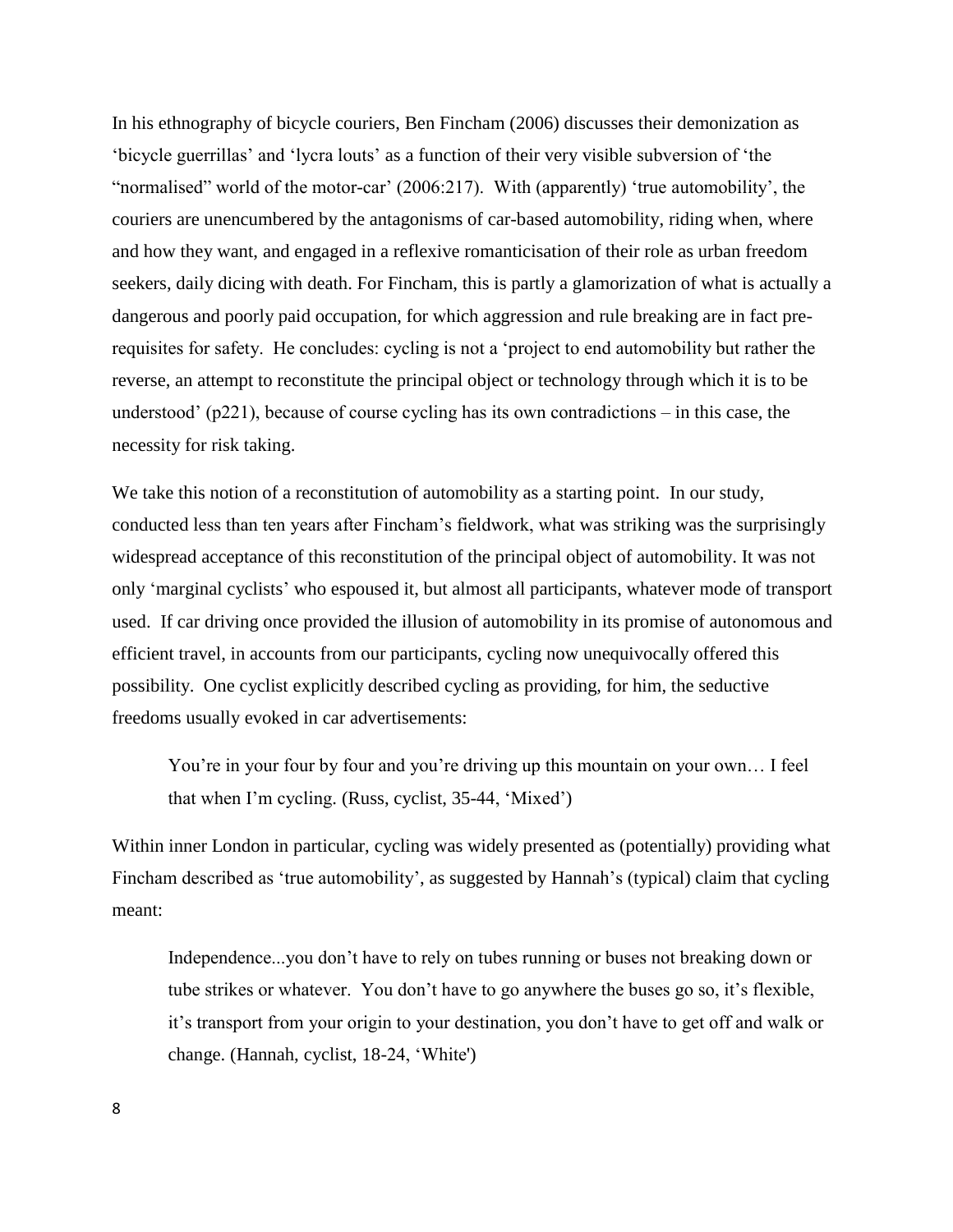In his ethnography of bicycle couriers, Ben Fincham (2006) discusses their demonization as 'bicycle guerrillas' and 'lycra louts' as a function of their very visible subversion of 'the "normalised" world of the motor-car' (2006:217). With (apparently) 'true automobility', the couriers are unencumbered by the antagonisms of car-based automobility, riding when, where and how they want, and engaged in a reflexive romanticisation of their role as urban freedom seekers, daily dicing with death. For Fincham, this is partly a glamorization of what is actually a dangerous and poorly paid occupation, for which aggression and rule breaking are in fact pre-requisites for safety. He concludes: cycling is not a 'project to end automobility but rather the reverse, an attempt to reconstitute the principal object or technology through which it is to be understood' (p221), because of course cycling has its own contradictions – in this case, the necessity for risk taking.

We take this notion of a reconstitution of automobility as a starting point. In our study, conducted less than ten years after Fincham's fieldwork, what was striking was the surprisingly widespread acceptance of this reconstitution of the principal object of automobility. It was not only 'marginal cyclists' who espoused it, but almost all participants, whatever mode of transport used. If car driving once provided the illusion of automobility in its promise of autonomous and efficient travel, in accounts from our participants, cycling now unequivocally offered this possibility. One cyclist explicitly described cycling as providing, for him, the seductive freedoms usually evoked in car advertisements:

> You're in your four by four and you're driving up this mountain on your own… I feel that when I'm cycling. (Russ, cyclist, 35-44, 'Mixed')

Within inner London in particular, cycling was widely presented as (potentially) providing what Fincham described as 'true automobility', as suggested by Hannah's (typical) claim that cycling meant:

> Independence...you don't have to rely on tubes running or buses not breaking down or tube strikes or whatever. You don't have to go anywhere the buses go so, it's flexible, it's transport from your origin to your destination, you don't have to get off and walk or change. (Hannah, cyclist, 18-24, 'White')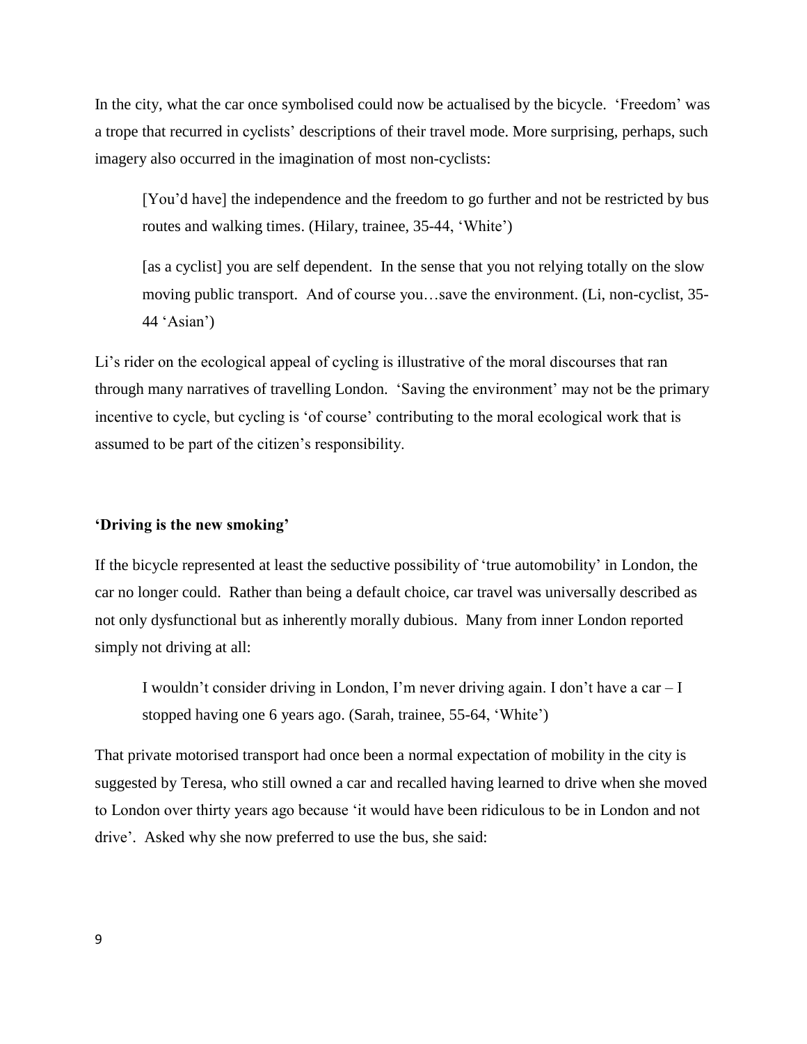In the city, what the car once symbolised could now be actualised by the bicycle. 'Freedom' was a trope that recurred in cyclists' descriptions of their travel mode. More surprising, perhaps, such imagery also occurred in the imagination of most non-cyclists:

> [You'd have] the independence and the freedom to go further and not be restricted by bus routes and walking times. (Hilary, trainee, 35-44, 'White')

> [as a cyclist] you are self dependent. In the sense that you not relying totally on the slow moving public transport. And of course you…save the environment. (Li, non-cyclist, 35-44 'Asian')

Li's rider on the ecological appeal of cycling is illustrative of the moral discourses that ran through many narratives of travelling London. 'Saving the environment' may not be the primary incentive to cycle, but cycling is 'of course' contributing to the moral ecological work that is assumed to be part of the citizen's responsibility.

**'Driving is the new smoking'**

If the bicycle represented at least the seductive possibility of 'true automobility' in London, the car no longer could. Rather than being a default choice, car travel was universally described as not only dysfunctional but as inherently morally dubious. Many from inner London reported simply not driving at all:

> I wouldn't consider driving in London, I'm never driving again. I don't have a car – I stopped having one 6 years ago. (Sarah, trainee, 55-64, 'White')

That private motorised transport had once been a normal expectation of mobility in the city is suggested by Teresa, who still owned a car and recalled having learned to drive when she moved to London over thirty years ago because 'it would have been ridiculous to be in London and not drive'. Asked why she now preferred to use the bus, she said: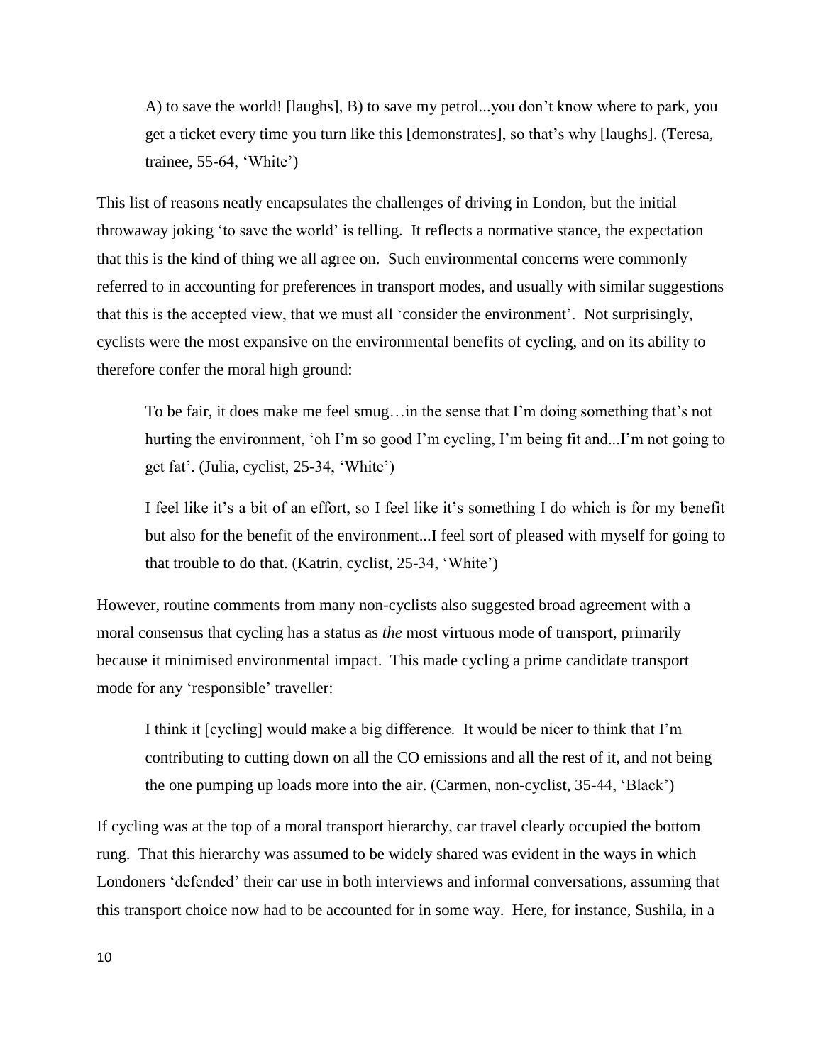> A) to save the world! [laughs], B) to save my petrol...you don't know where to park, you get a ticket every time you turn like this [demonstrates], so that's why [laughs]. (Teresa, trainee, 55-64, 'White')

This list of reasons neatly encapsulates the challenges of driving in London, but the initial throwaway joking 'to save the world' is telling. It reflects a normative stance, the expectation that this is the kind of thing we all agree on. Such environmental concerns were commonly referred to in accounting for preferences in transport modes, and usually with similar suggestions that this is the accepted view, that we must all 'consider the environment'. Not surprisingly, cyclists were the most expansive on the environmental benefits of cycling, and on its ability to therefore confer the moral high ground:

> To be fair, it does make me feel smug…in the sense that I'm doing something that's not hurting the environment, 'oh I'm so good I'm cycling, I'm being fit and...I'm not going to get fat'. (Julia, cyclist, 25-34, 'White')

> I feel like it's a bit of an effort, so I feel like it's something I do which is for my benefit but also for the benefit of the environment...I feel sort of pleased with myself for going to that trouble to do that. (Katrin, cyclist, 25-34, 'White')

However, routine comments from many non-cyclists also suggested broad agreement with a moral consensus that cycling has a status as *the* most virtuous mode of transport, primarily because it minimised environmental impact. This made cycling a prime candidate transport mode for any 'responsible' traveller:

> I think it [cycling] would make a big difference. It would be nicer to think that I'm contributing to cutting down on all the CO emissions and all the rest of it, and not being the one pumping up loads more into the air. (Carmen, non-cyclist, 35-44, 'Black')

If cycling was at the top of a moral transport hierarchy, car travel clearly occupied the bottom rung. That this hierarchy was assumed to be widely shared was evident in the ways in which Londoners 'defended' their car use in both interviews and informal conversations, assuming that this transport choice now had to be accounted for in some way. Here, for instance, Sushila, in a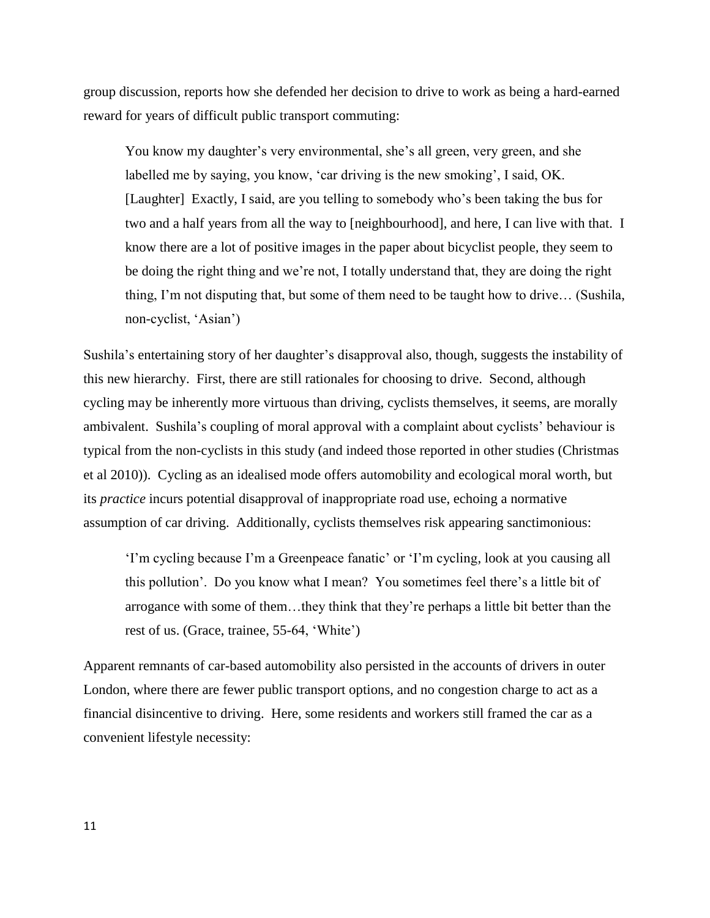group discussion, reports how she defended her decision to drive to work as being a hard-earned reward for years of difficult public transport commuting:

> You know my daughter's very environmental, she's all green, very green, and she labelled me by saying, you know, 'car driving is the new smoking', I said, OK. [Laughter] Exactly, I said, are you telling to somebody who's been taking the bus for two and a half years from all the way to [neighbourhood], and here, I can live with that. I know there are a lot of positive images in the paper about bicyclist people, they seem to be doing the right thing and we're not, I totally understand that, they are doing the right thing, I'm not disputing that, but some of them need to be taught how to drive… (Sushila, non-cyclist, 'Asian')

Sushila's entertaining story of her daughter's disapproval also, though, suggests the instability of this new hierarchy. First, there are still rationales for choosing to drive. Second, although cycling may be inherently more virtuous than driving, cyclists themselves, it seems, are morally ambivalent. Sushila's coupling of moral approval with a complaint about cyclists' behaviour is typical from the non-cyclists in this study (and indeed those reported in other studies (Christmas et al 2010)). Cycling as an idealised mode offers automobility and ecological moral worth, but its *practice* incurs potential disapproval of inappropriate road use, echoing a normative assumption of car driving. Additionally, cyclists themselves risk appearing sanctimonious:

> 'I'm cycling because I'm a Greenpeace fanatic' or 'I'm cycling, look at you causing all this pollution'. Do you know what I mean? You sometimes feel there's a little bit of arrogance with some of them…they think that they're perhaps a little bit better than the rest of us. (Grace, trainee, 55-64, 'White')

Apparent remnants of car-based automobility also persisted in the accounts of drivers in outer London, where there are fewer public transport options, and no congestion charge to act as a financial disincentive to driving. Here, some residents and workers still framed the car as a convenient lifestyle necessity: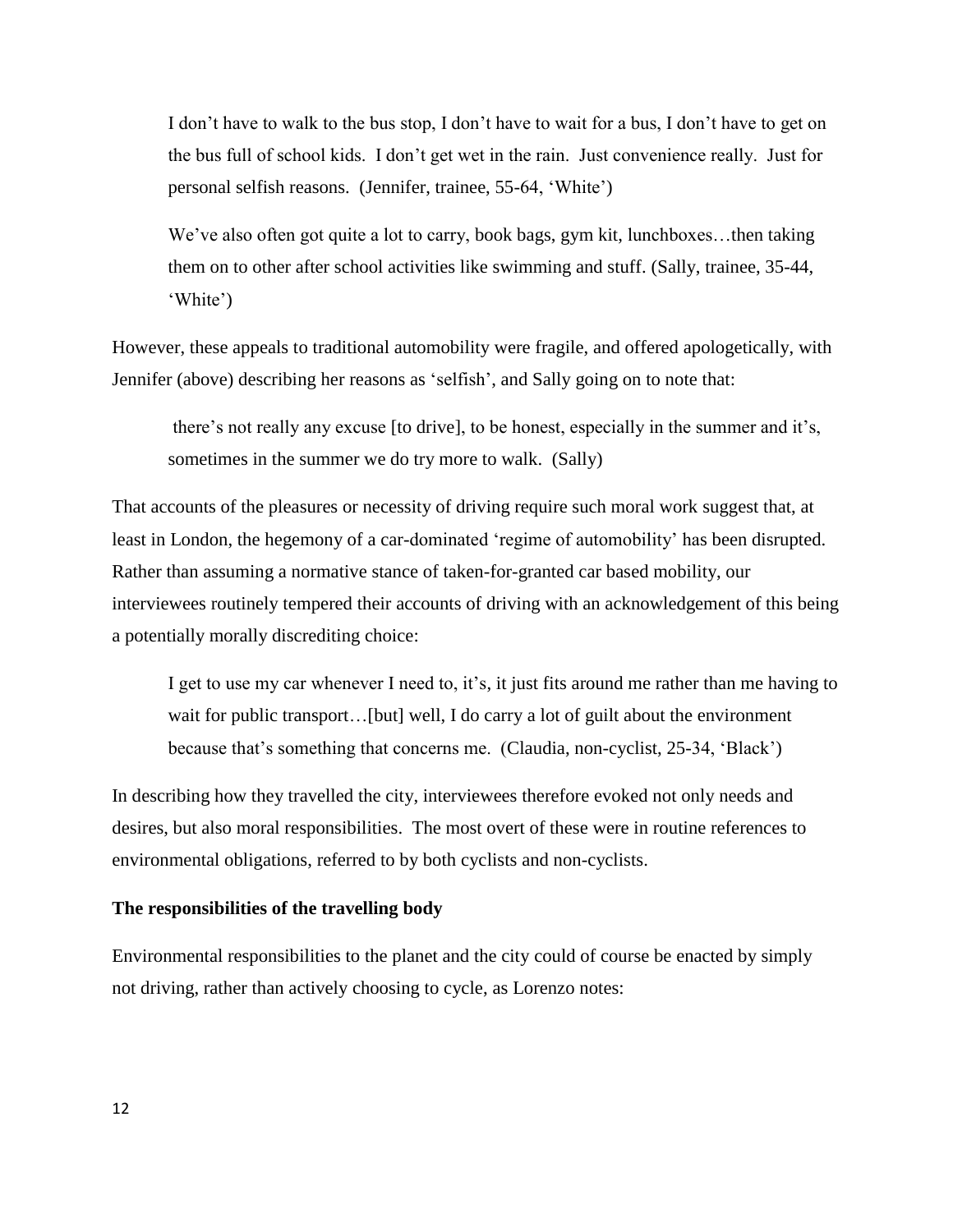> I don't have to walk to the bus stop, I don't have to wait for a bus, I don't have to get on the bus full of school kids. I don't get wet in the rain. Just convenience really. Just for personal selfish reasons. (Jennifer, trainee, 55-64, 'White')

> We've also often got quite a lot to carry, book bags, gym kit, lunchboxes…then taking them on to other after school activities like swimming and stuff. (Sally, trainee, 35-44, 'White')

However, these appeals to traditional automobility were fragile, and offered apologetically, with Jennifer (above) describing her reasons as 'selfish', and Sally going on to note that:

> there's not really any excuse [to drive], to be honest, especially in the summer and it's, sometimes in the summer we do try more to walk. (Sally)

That accounts of the pleasures or necessity of driving require such moral work suggest that, at least in London, the hegemony of a car-dominated 'regime of automobility' has been disrupted. Rather than assuming a normative stance of taken-for-granted car based mobility, our interviewees routinely tempered their accounts of driving with an acknowledgement of this being a potentially morally discrediting choice:

> I get to use my car whenever I need to, it's, it just fits around me rather than me having to wait for public transport…[but] well, I do carry a lot of guilt about the environment because that's something that concerns me. (Claudia, non-cyclist, 25-34, 'Black')

In describing how they travelled the city, interviewees therefore evoked not only needs and desires, but also moral responsibilities. The most overt of these were in routine references to environmental obligations, referred to by both cyclists and non-cyclists.

### The responsibilities of the travelling body

Environmental responsibilities to the planet and the city could of course be enacted by simply not driving, rather than actively choosing to cycle, as Lorenzo notes: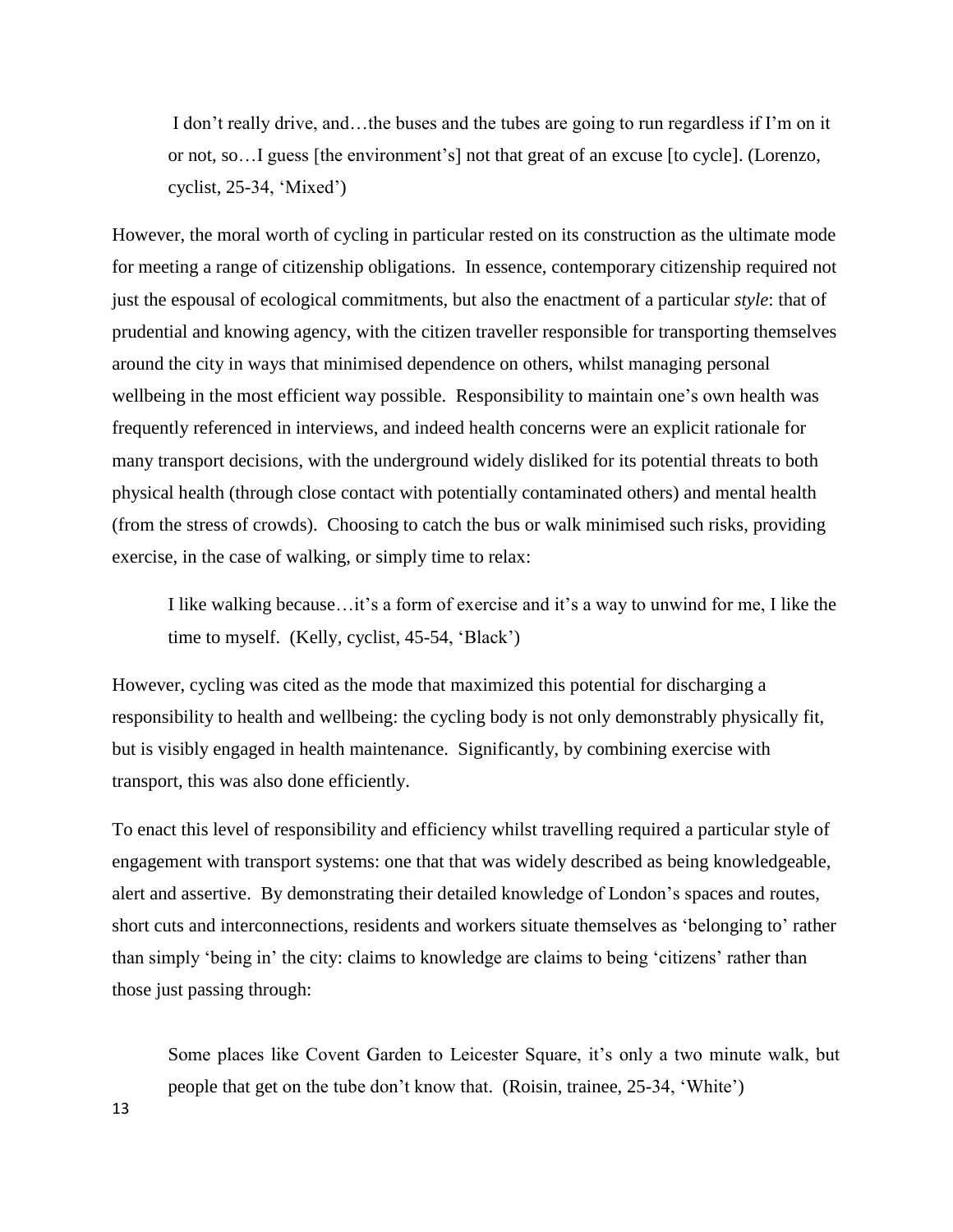> I don't really drive, and…the buses and the tubes are going to run regardless if I'm on it or not, so…I guess [the environment's] not that great of an excuse [to cycle]. (Lorenzo, cyclist, 25-34, 'Mixed')

However, the moral worth of cycling in particular rested on its construction as the ultimate mode for meeting a range of citizenship obligations. In essence, contemporary citizenship required not just the espousal of ecological commitments, but also the enactment of a particular *style*: that of prudential and knowing agency, with the citizen traveller responsible for transporting themselves around the city in ways that minimised dependence on others, whilst managing personal wellbeing in the most efficient way possible. Responsibility to maintain one's own health was frequently referenced in interviews, and indeed health concerns were an explicit rationale for many transport decisions, with the underground widely disliked for its potential threats to both physical health (through close contact with potentially contaminated others) and mental health (from the stress of crowds). Choosing to catch the bus or walk minimised such risks, providing exercise, in the case of walking, or simply time to relax:

> I like walking because…it's a form of exercise and it's a way to unwind for me, I like the time to myself. (Kelly, cyclist, 45-54, 'Black')

However, cycling was cited as the mode that maximized this potential for discharging a responsibility to health and wellbeing: the cycling body is not only demonstrably physically fit, but is visibly engaged in health maintenance. Significantly, by combining exercise with transport, this was also done efficiently.

To enact this level of responsibility and efficiency whilst travelling required a particular style of engagement with transport systems: one that that was widely described as being knowledgeable, alert and assertive. By demonstrating their detailed knowledge of London's spaces and routes, short cuts and interconnections, residents and workers situate themselves as 'belonging to' rather than simply 'being in' the city: claims to knowledge are claims to being 'citizens' rather than those just passing through:

> Some places like Covent Garden to Leicester Square, it's only a two minute walk, but people that get on the tube don't know that. (Roisin, trainee, 25-34, 'White')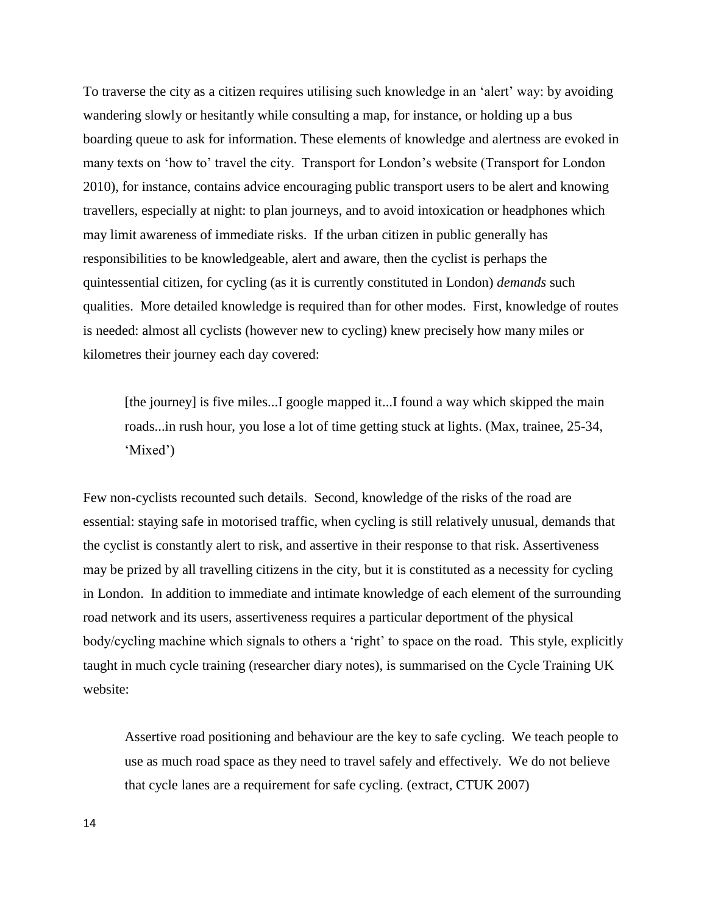To traverse the city as a citizen requires utilising such knowledge in an 'alert' way: by avoiding wandering slowly or hesitantly while consulting a map, for instance, or holding up a bus boarding queue to ask for information. These elements of knowledge and alertness are evoked in many texts on 'how to' travel the city. Transport for London's website (Transport for London 2010), for instance, contains advice encouraging public transport users to be alert and knowing travellers, especially at night: to plan journeys, and to avoid intoxication or headphones which may limit awareness of immediate risks. If the urban citizen in public generally has responsibilities to be knowledgeable, alert and aware, then the cyclist is perhaps the quintessential citizen, for cycling (as it is currently constituted in London) *demands* such qualities. More detailed knowledge is required than for other modes. First, knowledge of routes is needed: almost all cyclists (however new to cycling) knew precisely how many miles or kilometres their journey each day covered:

> [the journey] is five miles...I google mapped it...I found a way which skipped the main roads...in rush hour, you lose a lot of time getting stuck at lights. (Max, trainee, 25-34, 'Mixed')

Few non-cyclists recounted such details. Second, knowledge of the risks of the road are essential: staying safe in motorised traffic, when cycling is still relatively unusual, demands that the cyclist is constantly alert to risk, and assertive in their response to that risk. Assertiveness may be prized by all travelling citizens in the city, but it is constituted as a necessity for cycling in London. In addition to immediate and intimate knowledge of each element of the surrounding road network and its users, assertiveness requires a particular deportment of the physical body/cycling machine which signals to others a 'right' to space on the road. This style, explicitly taught in much cycle training (researcher diary notes), is summarised on the Cycle Training UK website:

> Assertive road positioning and behaviour are the key to safe cycling. We teach people to use as much road space as they need to travel safely and effectively. We do not believe that cycle lanes are a requirement for safe cycling. (extract, CTUK 2007)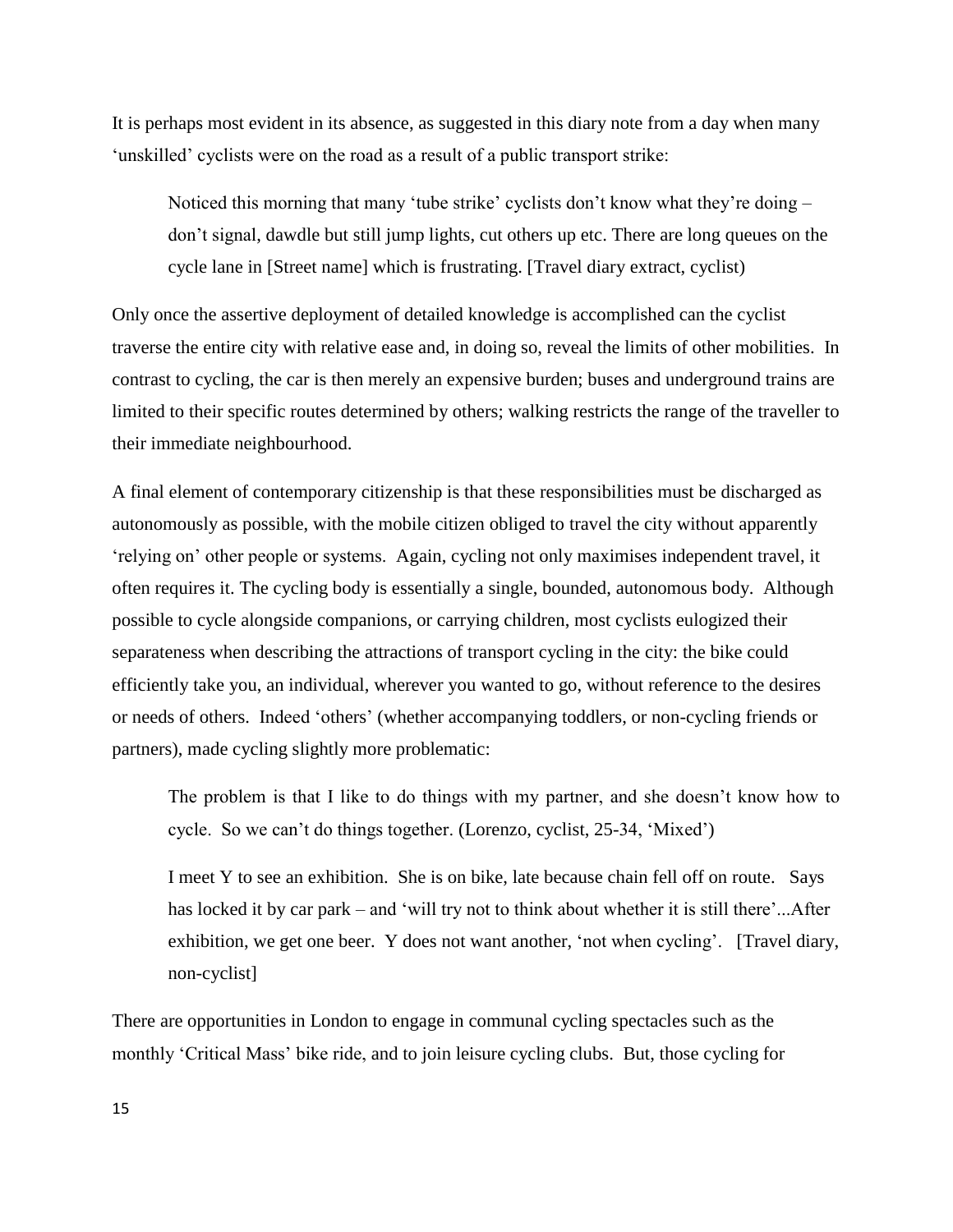It is perhaps most evident in its absence, as suggested in this diary note from a day when many 'unskilled' cyclists were on the road as a result of a public transport strike:

> Noticed this morning that many 'tube strike' cyclists don't know what they're doing – don't signal, dawdle but still jump lights, cut others up etc. There are long queues on the cycle lane in [Street name] which is frustrating. [Travel diary extract, cyclist)

Only once the assertive deployment of detailed knowledge is accomplished can the cyclist traverse the entire city with relative ease and, in doing so, reveal the limits of other mobilities. In contrast to cycling, the car is then merely an expensive burden; buses and underground trains are limited to their specific routes determined by others; walking restricts the range of the traveller to their immediate neighbourhood.

A final element of contemporary citizenship is that these responsibilities must be discharged as autonomously as possible, with the mobile citizen obliged to travel the city without apparently 'relying on' other people or systems. Again, cycling not only maximises independent travel, it often requires it. The cycling body is essentially a single, bounded, autonomous body. Although possible to cycle alongside companions, or carrying children, most cyclists eulogized their separateness when describing the attractions of transport cycling in the city: the bike could efficiently take you, an individual, wherever you wanted to go, without reference to the desires or needs of others. Indeed 'others' (whether accompanying toddlers, or non-cycling friends or partners), made cycling slightly more problematic:

> The problem is that I like to do things with my partner, and she doesn't know how to cycle. So we can't do things together. (Lorenzo, cyclist, 25-34, 'Mixed')

> I meet Y to see an exhibition. She is on bike, late because chain fell off on route. Says has locked it by car park – and 'will try not to think about whether it is still there'...After exhibition, we get one beer. Y does not want another, 'not when cycling'. [Travel diary, non-cyclist]

There are opportunities in London to engage in communal cycling spectacles such as the monthly 'Critical Mass' bike ride, and to join leisure cycling clubs. But, those cycling for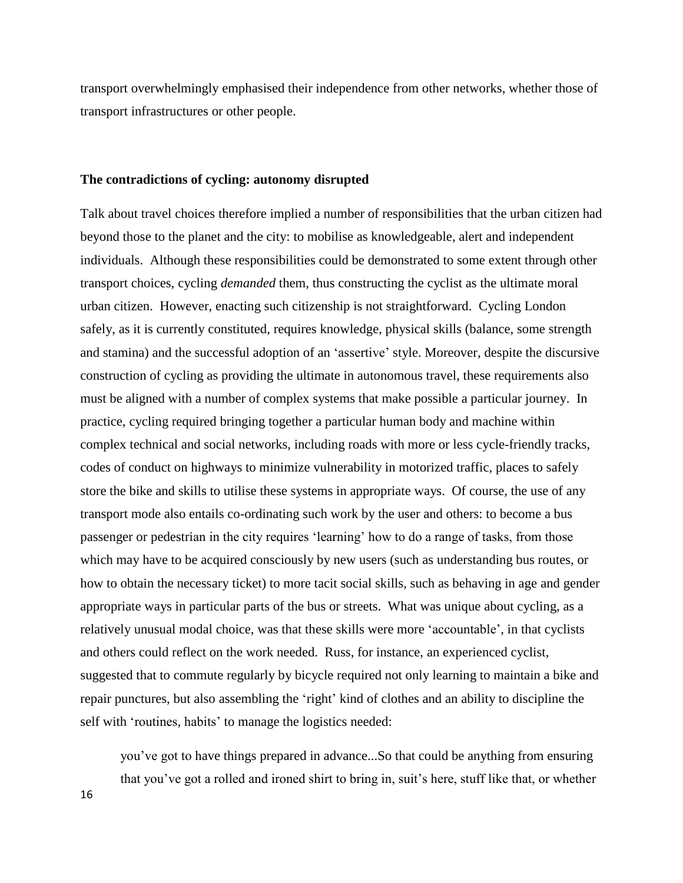transport overwhelmingly emphasised their independence from other networks, whether those of transport infrastructures or other people.

## The contradictions of cycling: autonomy disrupted

Talk about travel choices therefore implied a number of responsibilities that the urban citizen had beyond those to the planet and the city: to mobilise as knowledgeable, alert and independent individuals. Although these responsibilities could be demonstrated to some extent through other transport choices, cycling *demanded* them, thus constructing the cyclist as the ultimate moral urban citizen. However, enacting such citizenship is not straightforward. Cycling London safely, as it is currently constituted, requires knowledge, physical skills (balance, some strength and stamina) and the successful adoption of an 'assertive' style. Moreover, despite the discursive construction of cycling as providing the ultimate in autonomous travel, these requirements also must be aligned with a number of complex systems that make possible a particular journey. In practice, cycling required bringing together a particular human body and machine within complex technical and social networks, including roads with more or less cycle-friendly tracks, codes of conduct on highways to minimize vulnerability in motorized traffic, places to safely store the bike and skills to utilise these systems in appropriate ways. Of course, the use of any transport mode also entails co-ordinating such work by the user and others: to become a bus passenger or pedestrian in the city requires 'learning' how to do a range of tasks, from those which may have to be acquired consciously by new users (such as understanding bus routes, or how to obtain the necessary ticket) to more tacit social skills, such as behaving in age and gender appropriate ways in particular parts of the bus or streets. What was unique about cycling, as a relatively unusual modal choice, was that these skills were more 'accountable', in that cyclists and others could reflect on the work needed. Russ, for instance, an experienced cyclist, suggested that to commute regularly by bicycle required not only learning to maintain a bike and repair punctures, but also assembling the 'right' kind of clothes and an ability to discipline the self with 'routines, habits' to manage the logistics needed:

> you've got to have things prepared in advance...So that could be anything from ensuring that you've got a rolled and ironed shirt to bring in, suit's here, stuff like that, or whether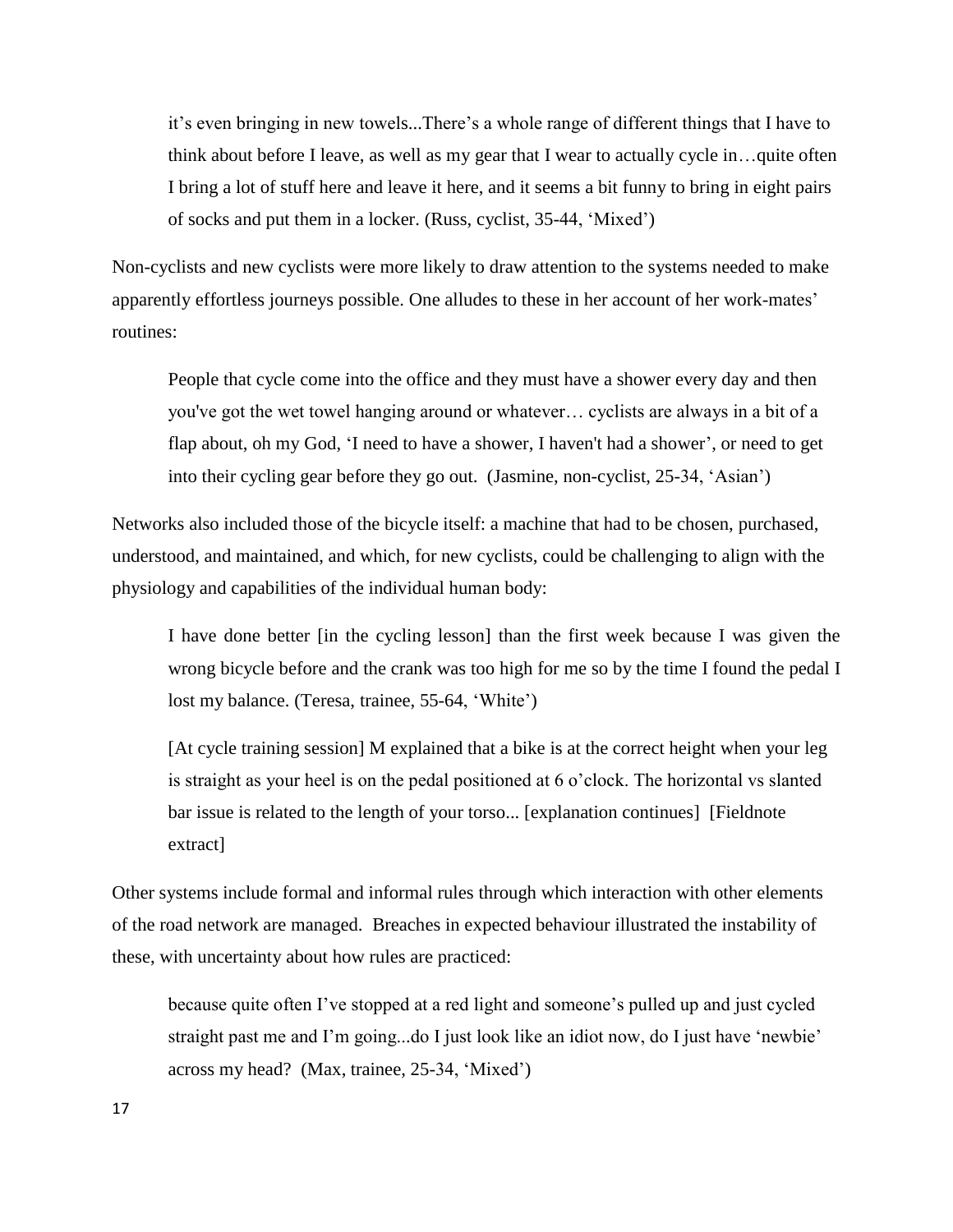> it's even bringing in new towels...There's a whole range of different things that I have to think about before I leave, as well as my gear that I wear to actually cycle in…quite often I bring a lot of stuff here and leave it here, and it seems a bit funny to bring in eight pairs of socks and put them in a locker. (Russ, cyclist, 35-44, 'Mixed')

Non-cyclists and new cyclists were more likely to draw attention to the systems needed to make apparently effortless journeys possible. One alludes to these in her account of her work-mates' routines:

> People that cycle come into the office and they must have a shower every day and then you've got the wet towel hanging around or whatever… cyclists are always in a bit of a flap about, oh my God, 'I need to have a shower, I haven't had a shower', or need to get into their cycling gear before they go out. (Jasmine, non-cyclist, 25-34, 'Asian')

Networks also included those of the bicycle itself: a machine that had to be chosen, purchased, understood, and maintained, and which, for new cyclists, could be challenging to align with the physiology and capabilities of the individual human body:

> I have done better [in the cycling lesson] than the first week because I was given the wrong bicycle before and the crank was too high for me so by the time I found the pedal I lost my balance. (Teresa, trainee, 55-64, 'White')

> [At cycle training session] M explained that a bike is at the correct height when your leg is straight as your heel is on the pedal positioned at 6 o'clock. The horizontal vs slanted bar issue is related to the length of your torso... [explanation continues] [Fieldnote extract]

Other systems include formal and informal rules through which interaction with other elements of the road network are managed. Breaches in expected behaviour illustrated the instability of these, with uncertainty about how rules are practiced:

> because quite often I've stopped at a red light and someone's pulled up and just cycled straight past me and I'm going...do I just look like an idiot now, do I just have 'newbie' across my head? (Max, trainee, 25-34, 'Mixed')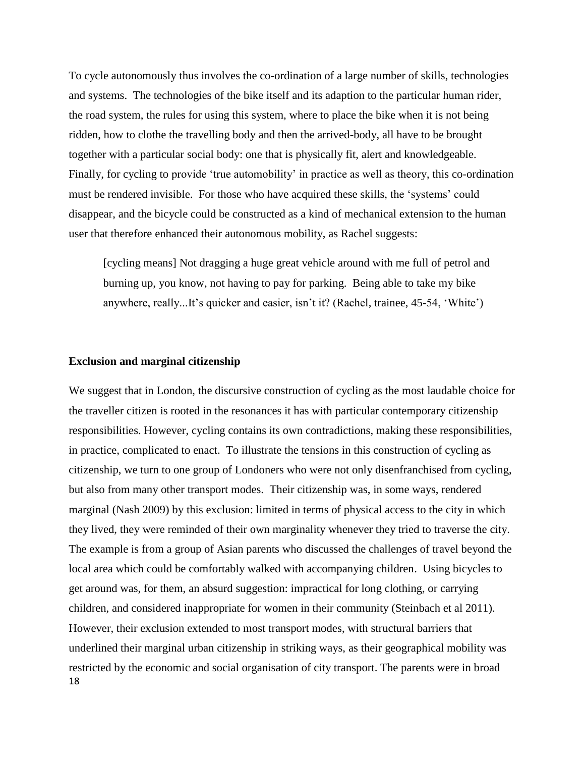To cycle autonomously thus involves the co-ordination of a large number of skills, technologies and systems. The technologies of the bike itself and its adaption to the particular human rider, the road system, the rules for using this system, where to place the bike when it is not being ridden, how to clothe the travelling body and then the arrived-body, all have to be brought together with a particular social body: one that is physically fit, alert and knowledgeable. Finally, for cycling to provide 'true automobility' in practice as well as theory, this co-ordination must be rendered invisible. For those who have acquired these skills, the 'systems' could disappear, and the bicycle could be constructed as a kind of mechanical extension to the human user that therefore enhanced their autonomous mobility, as Rachel suggests:

> [cycling means] Not dragging a huge great vehicle around with me full of petrol and burning up, you know, not having to pay for parking. Being able to take my bike anywhere, really...It's quicker and easier, isn't it? (Rachel, trainee, 45-54, 'White')

**Exclusion and marginal citizenship**

We suggest that in London, the discursive construction of cycling as the most laudable choice for the traveller citizen is rooted in the resonances it has with particular contemporary citizenship responsibilities. However, cycling contains its own contradictions, making these responsibilities, in practice, complicated to enact. To illustrate the tensions in this construction of cycling as citizenship, we turn to one group of Londoners who were not only disenfranchised from cycling, but also from many other transport modes. Their citizenship was, in some ways, rendered marginal (Nash 2009) by this exclusion: limited in terms of physical access to the city in which they lived, they were reminded of their own marginality whenever they tried to traverse the city. The example is from a group of Asian parents who discussed the challenges of travel beyond the local area which could be comfortably walked with accompanying children. Using bicycles to get around was, for them, an absurd suggestion: impractical for long clothing, or carrying children, and considered inappropriate for women in their community (Steinbach et al 2011). However, their exclusion extended to most transport modes, with structural barriers that underlined their marginal urban citizenship in striking ways, as their geographical mobility was restricted by the economic and social organisation of city transport. The parents were in broad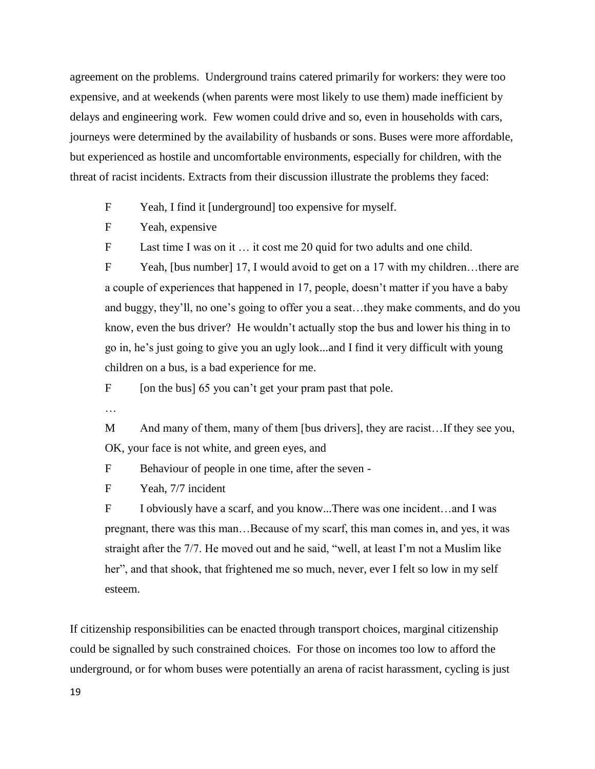agreement on the problems. Underground trains catered primarily for workers: they were too expensive, and at weekends (when parents were most likely to use them) made inefficient by delays and engineering work. Few women could drive and so, even in households with cars, journeys were determined by the availability of husbands or sons. Buses were more affordable, but experienced as hostile and uncomfortable environments, especially for children, with the threat of racist incidents. Extracts from their discussion illustrate the problems they faced:

> F Yeah, I find it [underground] too expensive for myself.
>
> F Yeah, expensive
>
> F Last time I was on it … it cost me 20 quid for two adults and one child.
>
> F Yeah, [bus number] 17, I would avoid to get on a 17 with my children…there are a couple of experiences that happened in 17, people, doesn't matter if you have a baby and buggy, they'll, no one's going to offer you a seat…they make comments, and do you know, even the bus driver? He wouldn't actually stop the bus and lower his thing in to go in, he's just going to give you an ugly look...and I find it very difficult with young children on a bus, is a bad experience for me.
>
> F [on the bus] 65 you can't get your pram past that pole.
>
> …
>
> M And many of them, many of them [bus drivers], they are racist…If they see you, OK, your face is not white, and green eyes, and
>
> F Behaviour of people in one time, after the seven -
>
> F Yeah, 7/7 incident
>
> F I obviously have a scarf, and you know...There was one incident…and I was pregnant, there was this man…Because of my scarf, this man comes in, and yes, it was straight after the 7/7. He moved out and he said, "well, at least I'm not a Muslim like her", and that shook, that frightened me so much, never, ever I felt so low in my self esteem.

If citizenship responsibilities can be enacted through transport choices, marginal citizenship could be signalled by such constrained choices. For those on incomes too low to afford the underground, or for whom buses were potentially an arena of racist harassment, cycling is just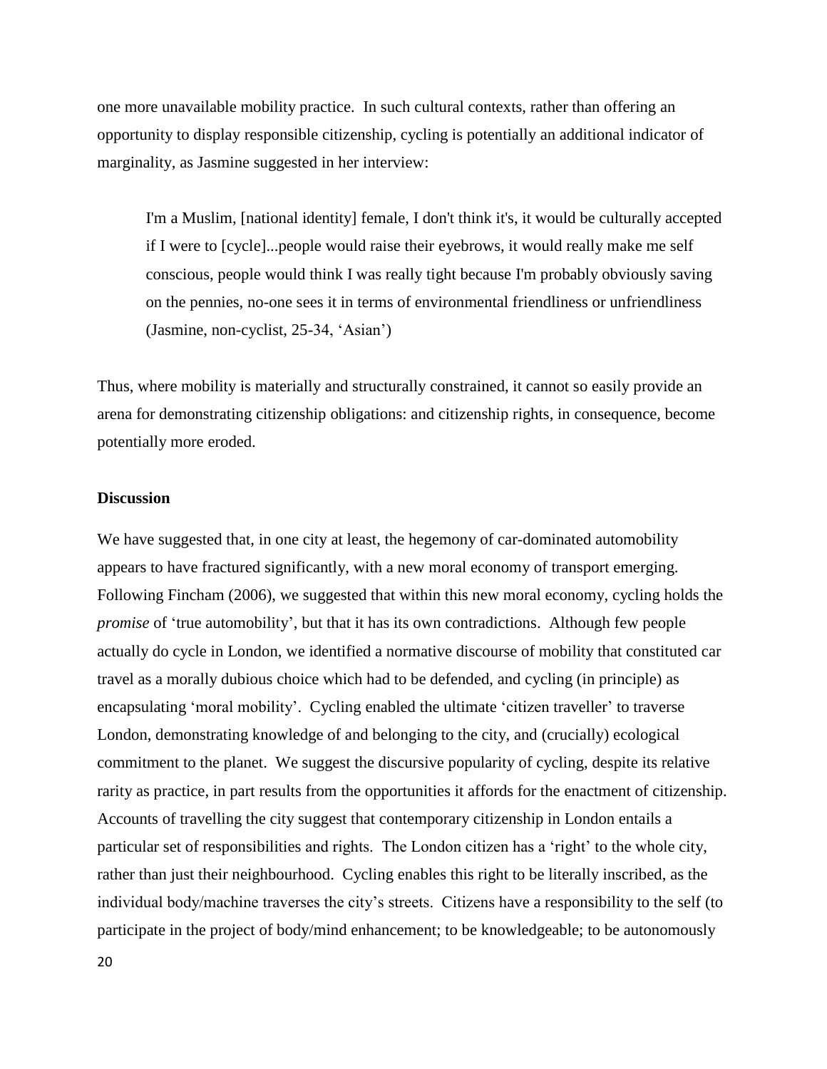one more unavailable mobility practice. In such cultural contexts, rather than offering an opportunity to display responsible citizenship, cycling is potentially an additional indicator of marginality, as Jasmine suggested in her interview:

> I'm a Muslim, [national identity] female, I don't think it's, it would be culturally accepted if I were to [cycle]...people would raise their eyebrows, it would really make me self conscious, people would think I was really tight because I'm probably obviously saving on the pennies, no-one sees it in terms of environmental friendliness or unfriendliness (Jasmine, non-cyclist, 25-34, 'Asian')

Thus, where mobility is materially and structurally constrained, it cannot so easily provide an arena for demonstrating citizenship obligations: and citizenship rights, in consequence, become potentially more eroded.

**Discussion**

We have suggested that, in one city at least, the hegemony of car-dominated automobility appears to have fractured significantly, with a new moral economy of transport emerging. Following Fincham (2006), we suggested that within this new moral economy, cycling holds the *promise* of 'true automobility', but that it has its own contradictions. Although few people actually do cycle in London, we identified a normative discourse of mobility that constituted car travel as a morally dubious choice which had to be defended, and cycling (in principle) as encapsulating 'moral mobility'. Cycling enabled the ultimate 'citizen traveller' to traverse London, demonstrating knowledge of and belonging to the city, and (crucially) ecological commitment to the planet. We suggest the discursive popularity of cycling, despite its relative rarity as practice, in part results from the opportunities it affords for the enactment of citizenship. Accounts of travelling the city suggest that contemporary citizenship in London entails a particular set of responsibilities and rights. The London citizen has a 'right' to the whole city, rather than just their neighbourhood. Cycling enables this right to be literally inscribed, as the individual body/machine traverses the city's streets. Citizens have a responsibility to the self (to participate in the project of body/mind enhancement; to be knowledgeable; to be autonomously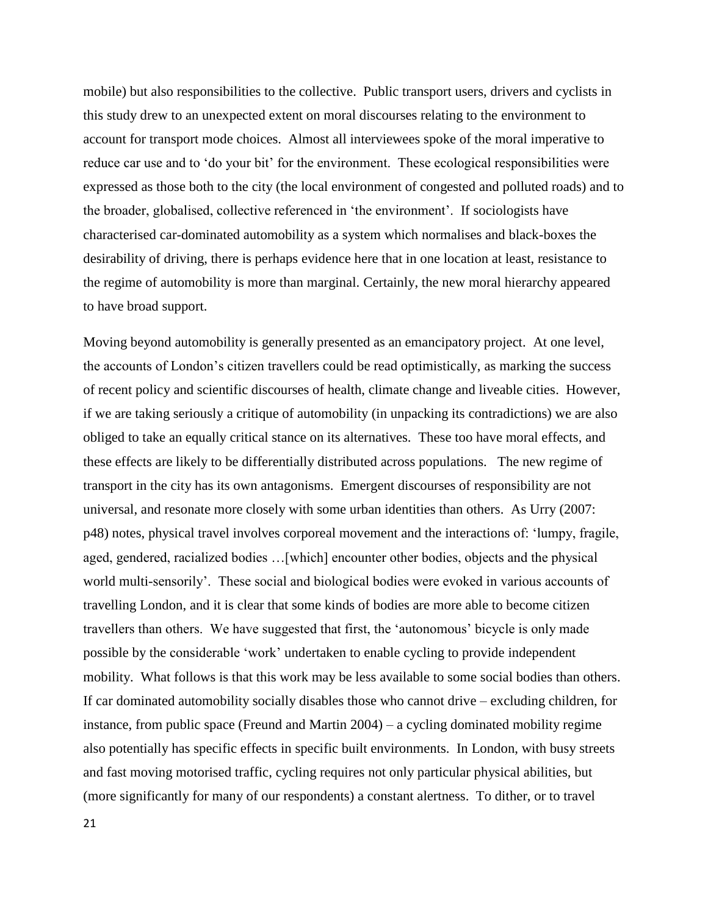mobile) but also responsibilities to the collective. Public transport users, drivers and cyclists in this study drew to an unexpected extent on moral discourses relating to the environment to account for transport mode choices. Almost all interviewees spoke of the moral imperative to reduce car use and to 'do your bit' for the environment. These ecological responsibilities were expressed as those both to the city (the local environment of congested and polluted roads) and to the broader, globalised, collective referenced in 'the environment'. If sociologists have characterised car-dominated automobility as a system which normalises and black-boxes the desirability of driving, there is perhaps evidence here that in one location at least, resistance to the regime of automobility is more than marginal. Certainly, the new moral hierarchy appeared to have broad support.

Moving beyond automobility is generally presented as an emancipatory project. At one level, the accounts of London's citizen travellers could be read optimistically, as marking the success of recent policy and scientific discourses of health, climate change and liveable cities. However, if we are taking seriously a critique of automobility (in unpacking its contradictions) we are also obliged to take an equally critical stance on its alternatives. These too have moral effects, and these effects are likely to be differentially distributed across populations. The new regime of transport in the city has its own antagonisms. Emergent discourses of responsibility are not universal, and resonate more closely with some urban identities than others. As Urry (2007: p48) notes, physical travel involves corporeal movement and the interactions of: 'lumpy, fragile, aged, gendered, racialized bodies …[which] encounter other bodies, objects and the physical world multi-sensorily'. These social and biological bodies were evoked in various accounts of travelling London, and it is clear that some kinds of bodies are more able to become citizen travellers than others. We have suggested that first, the 'autonomous' bicycle is only made possible by the considerable 'work' undertaken to enable cycling to provide independent mobility. What follows is that this work may be less available to some social bodies than others. If car dominated automobility socially disables those who cannot drive – excluding children, for instance, from public space (Freund and Martin 2004) – a cycling dominated mobility regime also potentially has specific effects in specific built environments. In London, with busy streets and fast moving motorised traffic, cycling requires not only particular physical abilities, but (more significantly for many of our respondents) a constant alertness. To dither, or to travel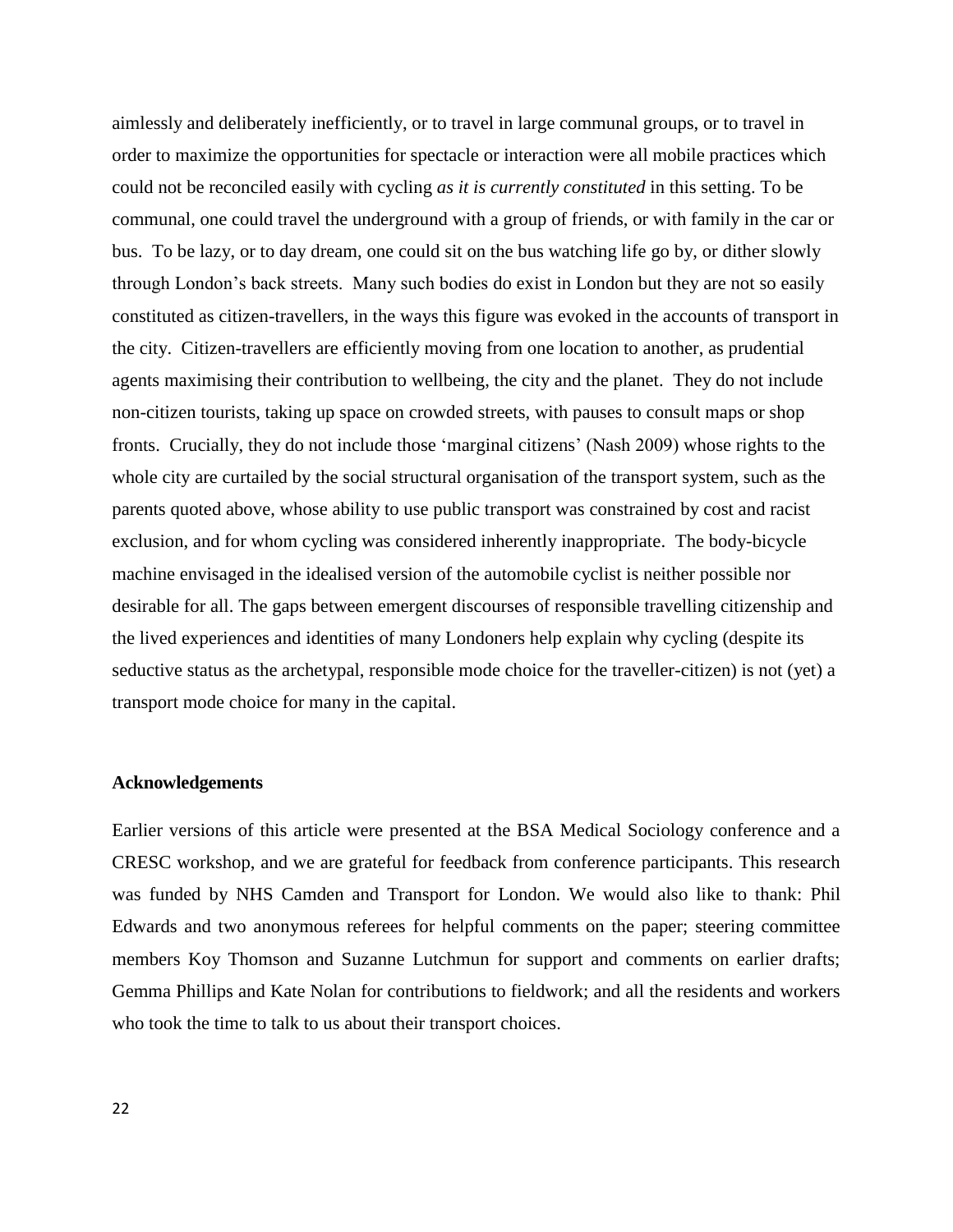aimlessly and deliberately inefficiently, or to travel in large communal groups, or to travel in order to maximize the opportunities for spectacle or interaction were all mobile practices which could not be reconciled easily with cycling *as it is currently constituted* in this setting. To be communal, one could travel the underground with a group of friends, or with family in the car or bus. To be lazy, or to day dream, one could sit on the bus watching life go by, or dither slowly through London's back streets. Many such bodies do exist in London but they are not so easily constituted as citizen-travellers, in the ways this figure was evoked in the accounts of transport in the city. Citizen-travellers are efficiently moving from one location to another, as prudential agents maximising their contribution to wellbeing, the city and the planet. They do not include non-citizen tourists, taking up space on crowded streets, with pauses to consult maps or shop fronts. Crucially, they do not include those 'marginal citizens' (Nash 2009) whose rights to the whole city are curtailed by the social structural organisation of the transport system, such as the parents quoted above, whose ability to use public transport was constrained by cost and racist exclusion, and for whom cycling was considered inherently inappropriate. The body-bicycle machine envisaged in the idealised version of the automobile cyclist is neither possible nor desirable for all. The gaps between emergent discourses of responsible travelling citizenship and the lived experiences and identities of many Londoners help explain why cycling (despite its seductive status as the archetypal, responsible mode choice for the traveller-citizen) is not (yet) a transport mode choice for many in the capital.

**Acknowledgements**

Earlier versions of this article were presented at the BSA Medical Sociology conference and a CRESC workshop, and we are grateful for feedback from conference participants. This research was funded by NHS Camden and Transport for London. We would also like to thank: Phil Edwards and two anonymous referees for helpful comments on the paper; steering committee members Koy Thomson and Suzanne Lutchmun for support and comments on earlier drafts; Gemma Phillips and Kate Nolan for contributions to fieldwork; and all the residents and workers who took the time to talk to us about their transport choices.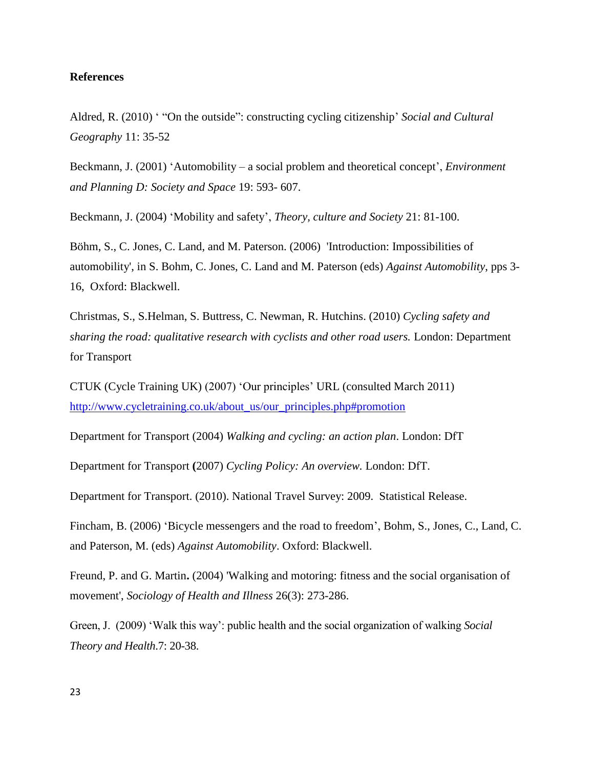**References**

Aldred, R. (2010) ' "On the outside": constructing cycling citizenship' *Social and Cultural Geography* 11: 35-52

Beckmann, J. (2001) 'Automobility – a social problem and theoretical concept', *Environment and Planning D: Society and Space* 19: 593- 607.

Beckmann, J. (2004) 'Mobility and safety', *Theory, culture and Society* 21: 81-100.

Böhm, S., C. Jones, C. Land, and M. Paterson. (2006) 'Introduction: Impossibilities of automobility', in S. Bohm, C. Jones, C. Land and M. Paterson (eds) *Against Automobility*, pps 3-16, Oxford: Blackwell.

Christmas, S., S.Helman, S. Buttress, C. Newman, R. Hutchins. (2010) *Cycling safety and sharing the road: qualitative research with cyclists and other road users.* London: Department for Transport

CTUK (Cycle Training UK) (2007) 'Our principles' URL (consulted March 2011) [http://www.cycletraining.co.uk/about_us/our_principles.php#promotion](http://www.cycletraining.co.uk/about_us/our_principles.php#promotion)

Department for Transport (2004) *Walking and cycling: an action plan*. London: DfT

Department for Transport **(**2007) *Cycling Policy: An overview.* London: DfT.

Department for Transport. (2010). National Travel Survey: 2009. Statistical Release.

Fincham, B. (2006) 'Bicycle messengers and the road to freedom', Bohm, S., Jones, C., Land, C. and Paterson, M. (eds) *Against Automobility*. Oxford: Blackwell.

Freund, P. and G. Martin**.** (2004) 'Walking and motoring: fitness and the social organisation of movement', *Sociology of Health and Illness* 26(3): 273-286.

Green, J. (2009) 'Walk this way': public health and the social organization of walking *Social Theory and Health*.7: 20-38.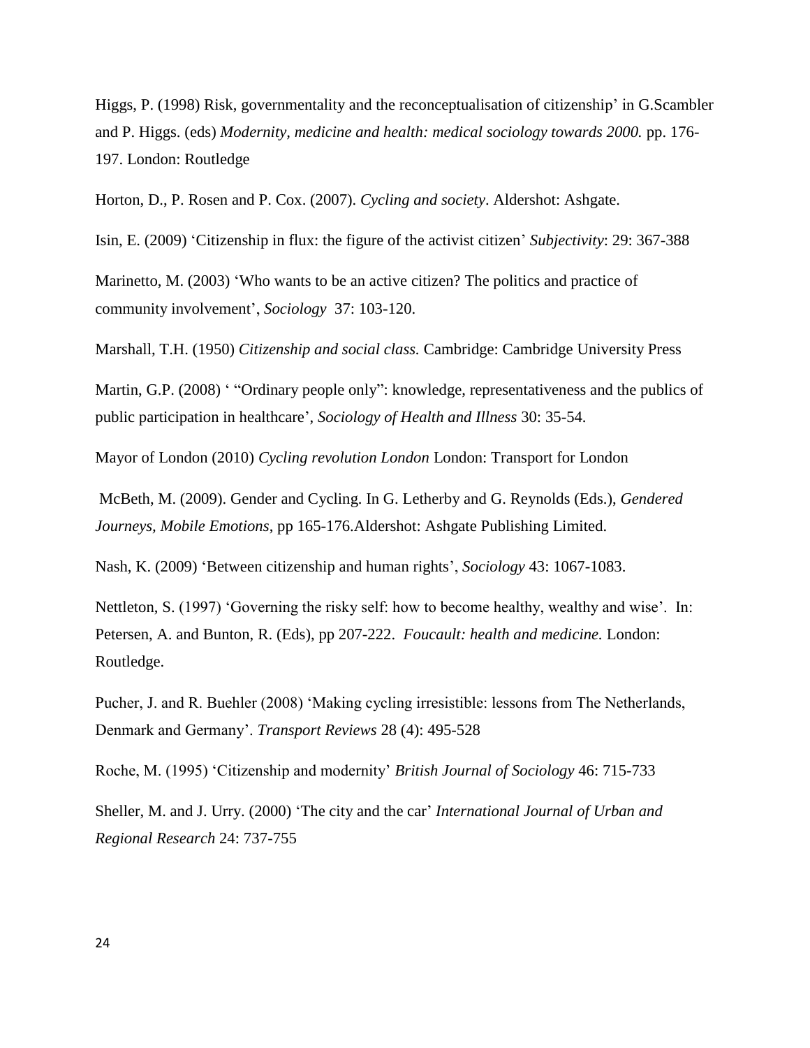Higgs, P. (1998) Risk, governmentality and the reconceptualisation of citizenship' in G.Scambler and P. Higgs. (eds) *Modernity, medicine and health: medical sociology towards 2000.* pp. 176-197. London: Routledge

Horton, D., P. Rosen and P. Cox. (2007). *Cycling and society*. Aldershot: Ashgate.

Isin, E. (2009) 'Citizenship in flux: the figure of the activist citizen' *Subjectivity*: 29: 367-388

Marinetto, M. (2003) 'Who wants to be an active citizen? The politics and practice of community involvement', *Sociology* 37: 103-120.

Marshall, T.H. (1950) *Citizenship and social class.* Cambridge: Cambridge University Press

Martin, G.P. (2008) ' "Ordinary people only": knowledge, representativeness and the publics of public participation in healthcare', *Sociology of Health and Illness* 30: 35-54.

Mayor of London (2010) *Cycling revolution London* London: Transport for London

McBeth, M. (2009). Gender and Cycling. In G. Letherby and G. Reynolds (Eds.), *Gendered Journeys, Mobile Emotions*, pp 165-176.Aldershot: Ashgate Publishing Limited.

Nash, K. (2009) 'Between citizenship and human rights', *Sociology* 43: 1067-1083.

Nettleton, S. (1997) 'Governing the risky self: how to become healthy, wealthy and wise'. In: Petersen, A. and Bunton, R. (Eds), pp 207-222. *Foucault: health and medicine.* London: Routledge.

Pucher, J. and R. Buehler (2008) 'Making cycling irresistible: lessons from The Netherlands, Denmark and Germany'. *Transport Reviews* 28 (4): 495-528

Roche, M. (1995) 'Citizenship and modernity' *British Journal of Sociology* 46: 715-733

Sheller, M. and J. Urry. (2000) 'The city and the car' *International Journal of Urban and Regional Research* 24: 737-755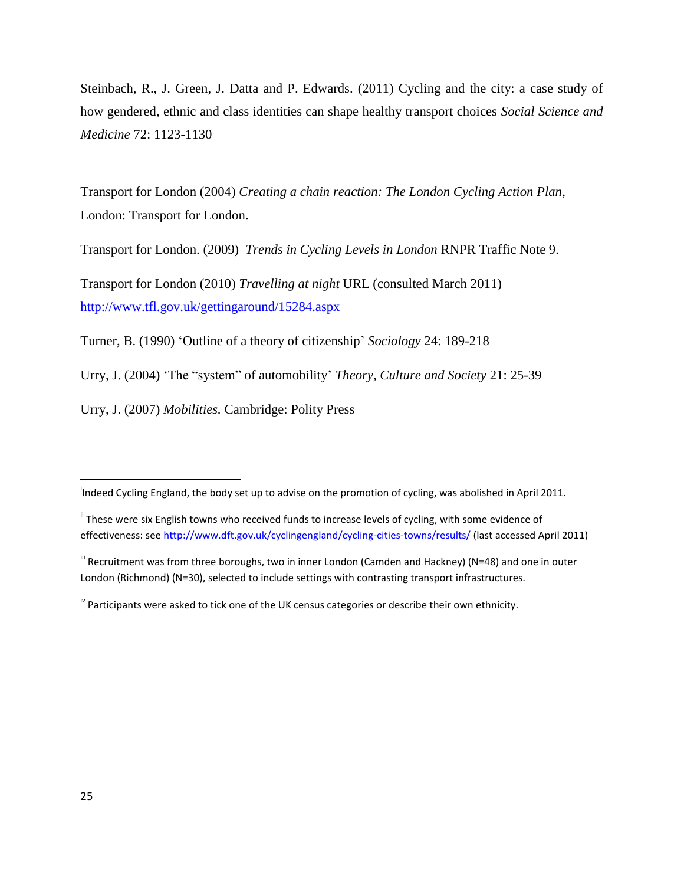Steinbach, R., J. Green, J. Datta and P. Edwards. (2011) Cycling and the city: a case study of how gendered, ethnic and class identities can shape healthy transport choices *Social Science and Medicine* 72: 1123-1130

Transport for London (2004) *Creating a chain reaction: The London Cycling Action Plan*, London: Transport for London.

Transport for London. (2009) *Trends in Cycling Levels in London* RNPR Traffic Note 9.

Transport for London (2010) *Travelling at night* URL (consulted March 2011) http://www.tfl.gov.uk/gettingaround/15284.aspx

Turner, B. (1990) 'Outline of a theory of citizenship' *Sociology* 24: 189-218

Urry, J. (2004) 'The "system" of automobility' *Theory, Culture and Society* 21: 25-39

Urry, J. (2007) *Mobilities.* Cambridge: Polity Press

---

[i] Indeed Cycling England, the body set up to advise on the promotion of cycling, was abolished in April 2011.

[ii] These were six English towns who received funds to increase levels of cycling, with some evidence of effectiveness: see http://www.dft.gov.uk/cyclingengland/cycling-cities-towns/results/ (last accessed April 2011)

[iii] Recruitment was from three boroughs, two in inner London (Camden and Hackney) (N=48) and one in outer London (Richmond) (N=30), selected to include settings with contrasting transport infrastructures.

[iv] Participants were asked to tick one of the UK census categories or describe their own ethnicity.